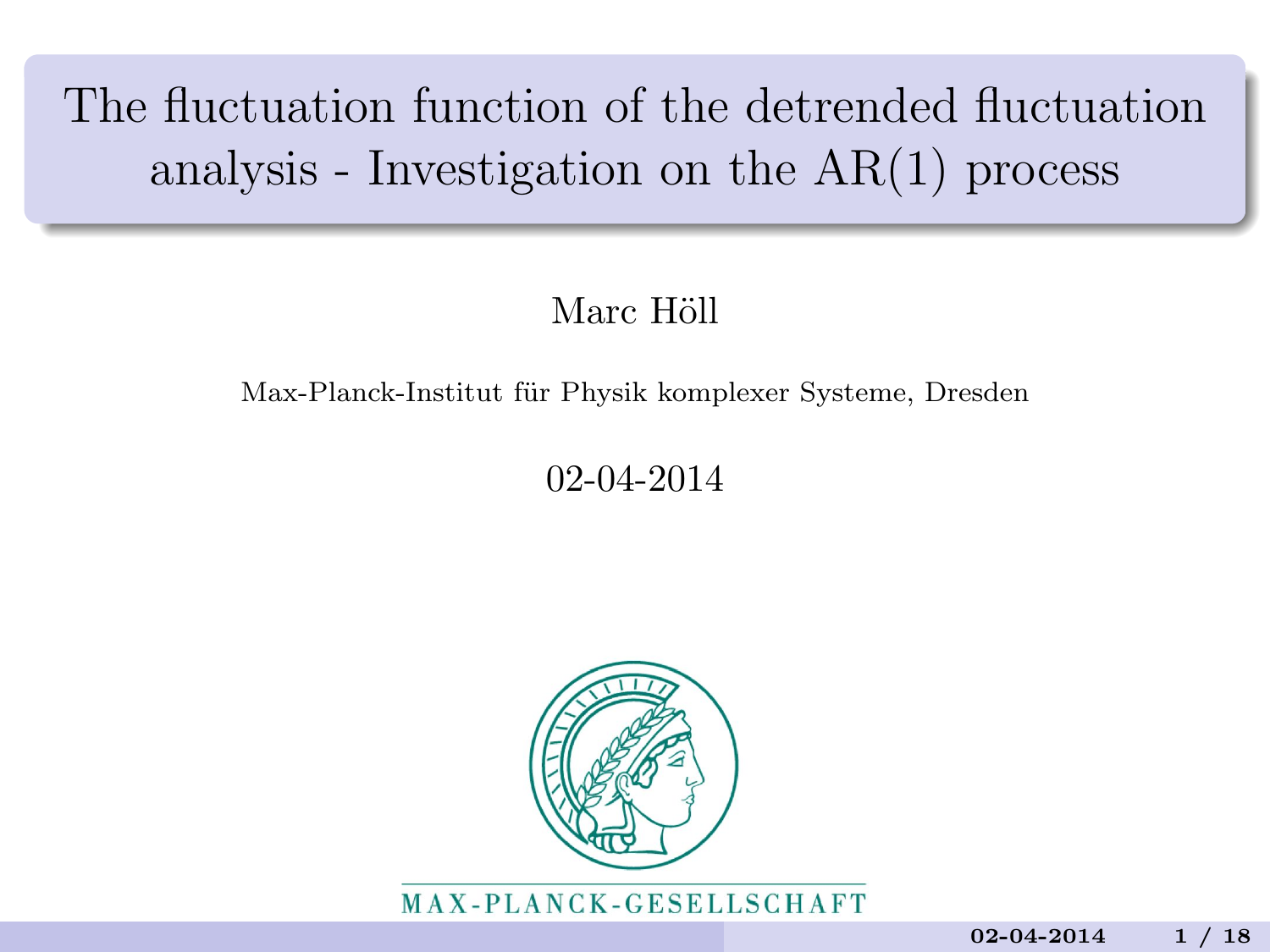# The fluctuation function of the detrended fluctuation analysis - Investigation on the AR(1) process

Marc Höll

Max-Planck-Institut für Physik komplexer Systeme, Dresden

02-04-2014

MAX-PLANCK-GESELLSCHAFT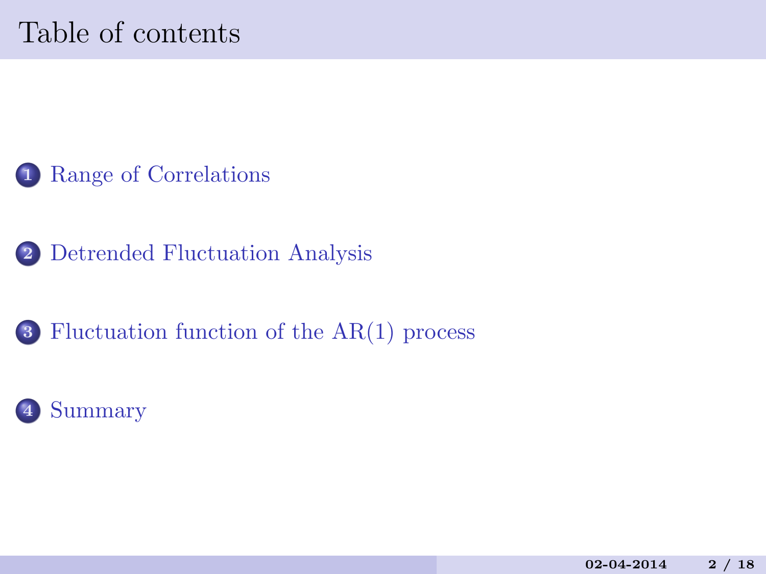# Table of contents

1. Range of Correlations
2. Detrended Fluctuation Analysis
3. Fluctuation function of the AR(1) process
4. Summary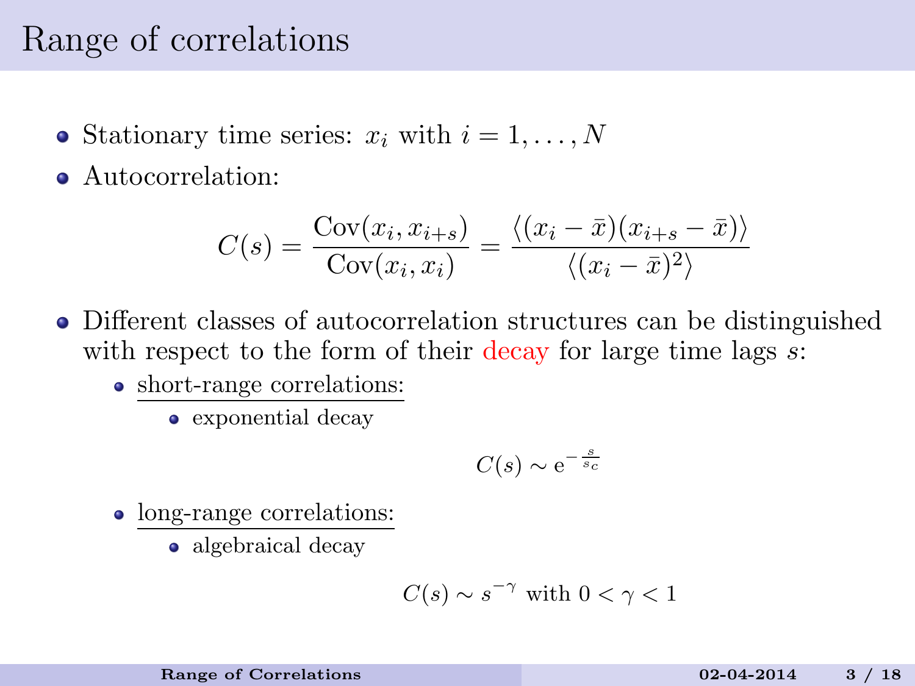# Range of correlations

- Stationary time series: $x_i$ with $i = 1, \ldots, N$
- Autocorrelation:

$$C(s) = \frac{\mathrm{Cov}(x_i, x_{i+s})}{\mathrm{Cov}(x_i, x_i)} = \frac{\langle (x_i - \bar{x})(x_{i+s} - \bar{x}) \rangle}{\langle (x_i - \bar{x})^2 \rangle}$$

- Different classes of autocorrelation structures can be distinguished with respect to the form of their decay for large time lags $s$:
  - short-range correlations:
    - exponential decay

$$C(s) \sim \mathrm{e}^{-\frac{s}{s_c}}$$

  - long-range correlations:
    - algebraical decay

$$C(s) \sim s^{-\gamma} \text{ with } 0 < \gamma < 1$$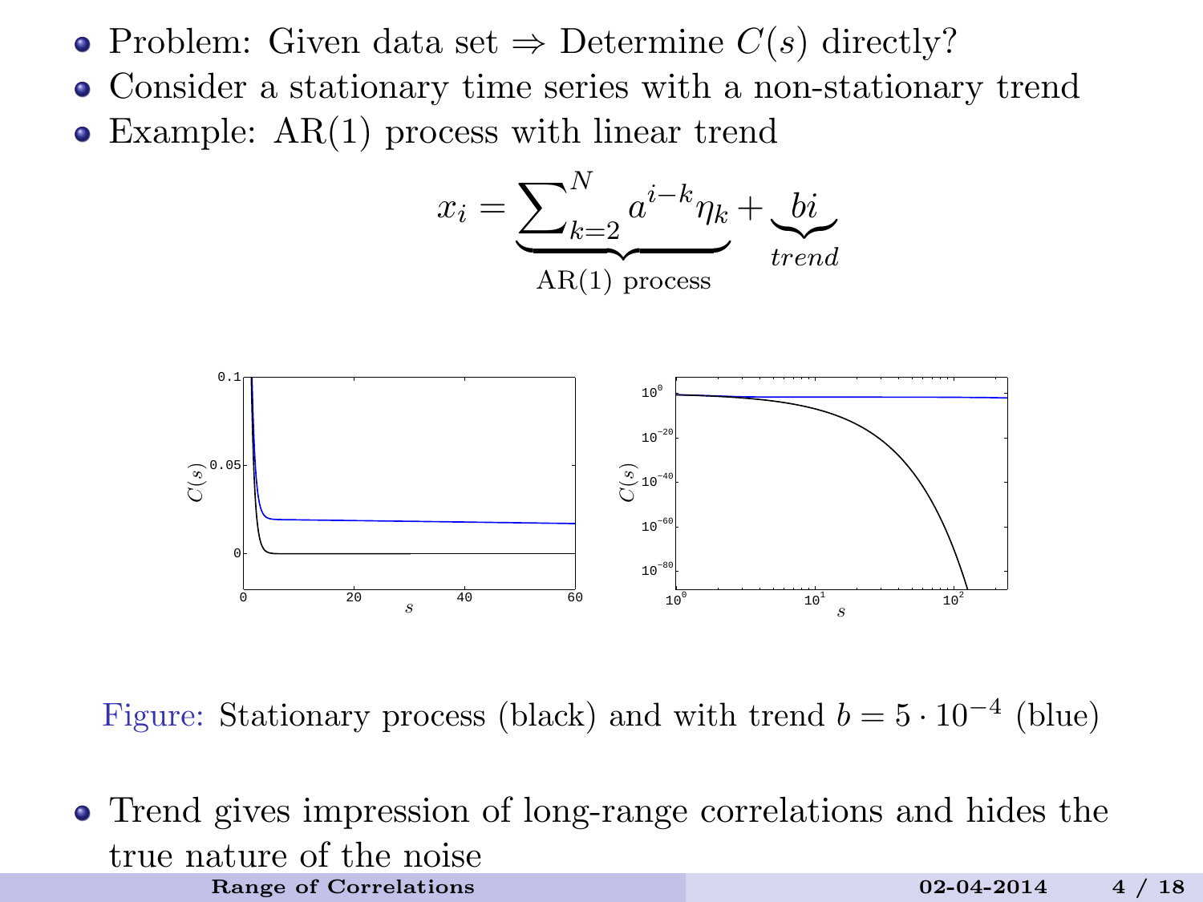- Problem: Given data set ⇒ Determine $C(s)$ directly?
- Consider a stationary time series with a non-stationary trend
- Example: AR(1) process with linear trend

$$x_i = \underbrace{\sum_{k=2}^{N} a^{i-k}\eta_k}_{\text{AR(1) process}} + \underbrace{bi}_{trend}$$

Figure: Stationary process (black) and with trend $b = 5 \cdot 10^{-4}$ (blue)

- Trend gives impression of long-range correlations and hides the true nature of the noise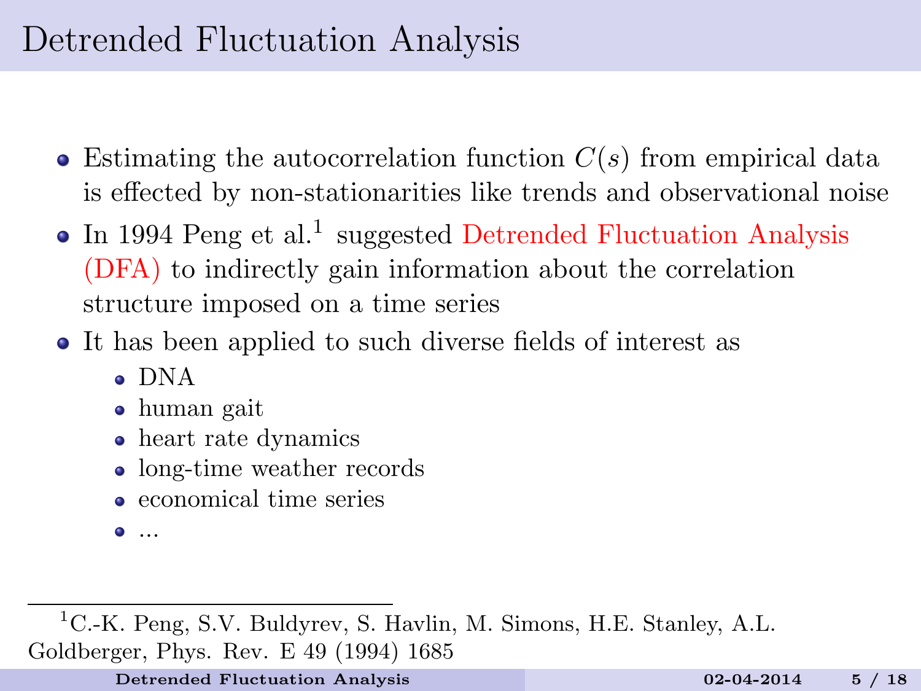# Detrended Fluctuation Analysis

- Estimating the autocorrelation function $C(s)$ from empirical data is effected by non-stationarities like trends and observational noise
- In 1994 Peng et al.[1] suggested Detrended Fluctuation Analysis (DFA) to indirectly gain information about the correlation structure imposed on a time series
- It has been applied to such diverse fields of interest as
  - DNA
  - human gait
  - heart rate dynamics
  - long-time weather records
  - economical time series
  - ...

[1] C.-K. Peng, S.V. Buldyrev, S. Havlin, M. Simons, H.E. Stanley, A.L. Goldberger, Phys. Rev. E 49 (1994) 1685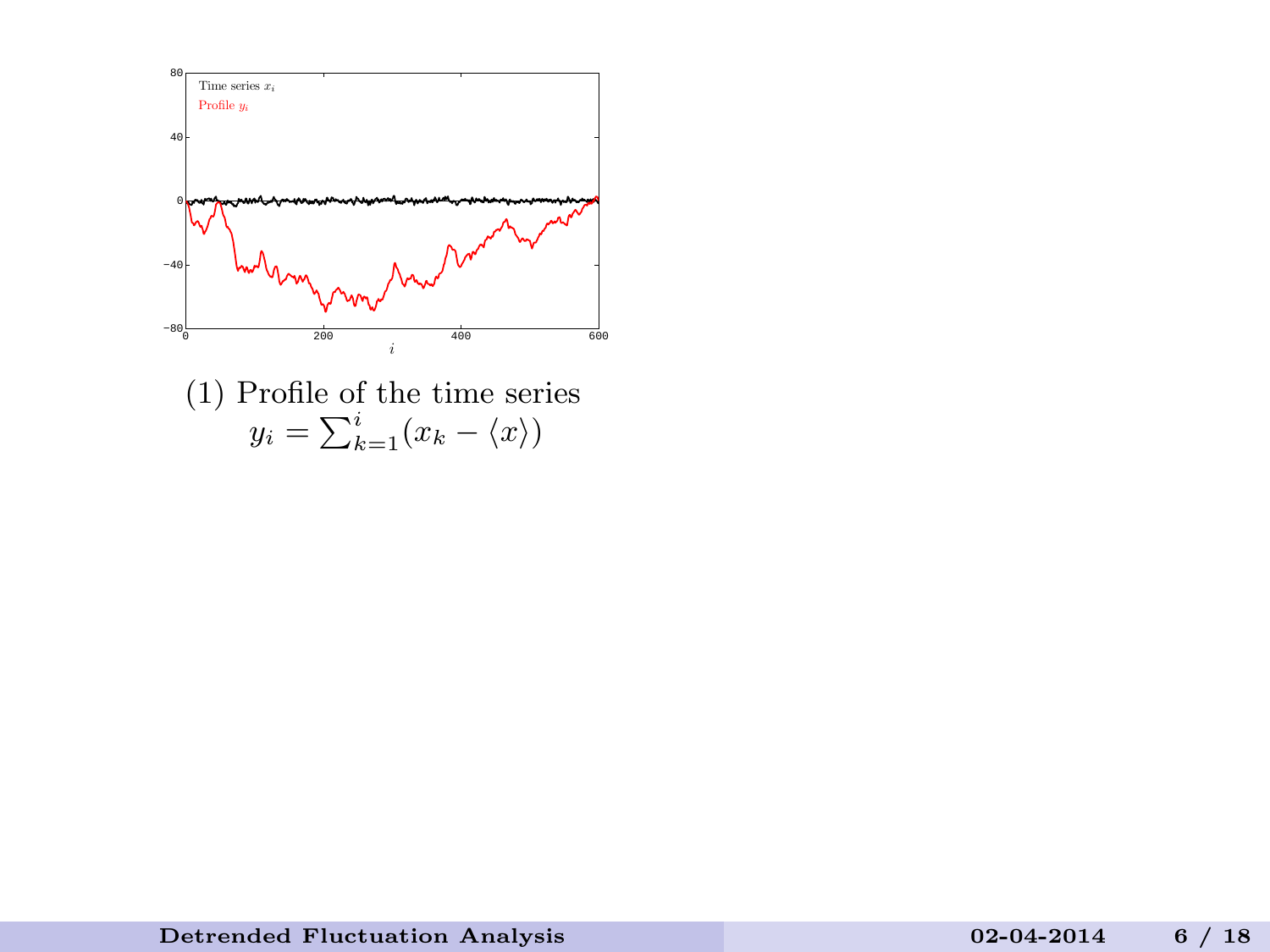(1) Profile of the time series

$$y_i = \sum_{k=1}^{i}(x_k - \langle x \rangle)$$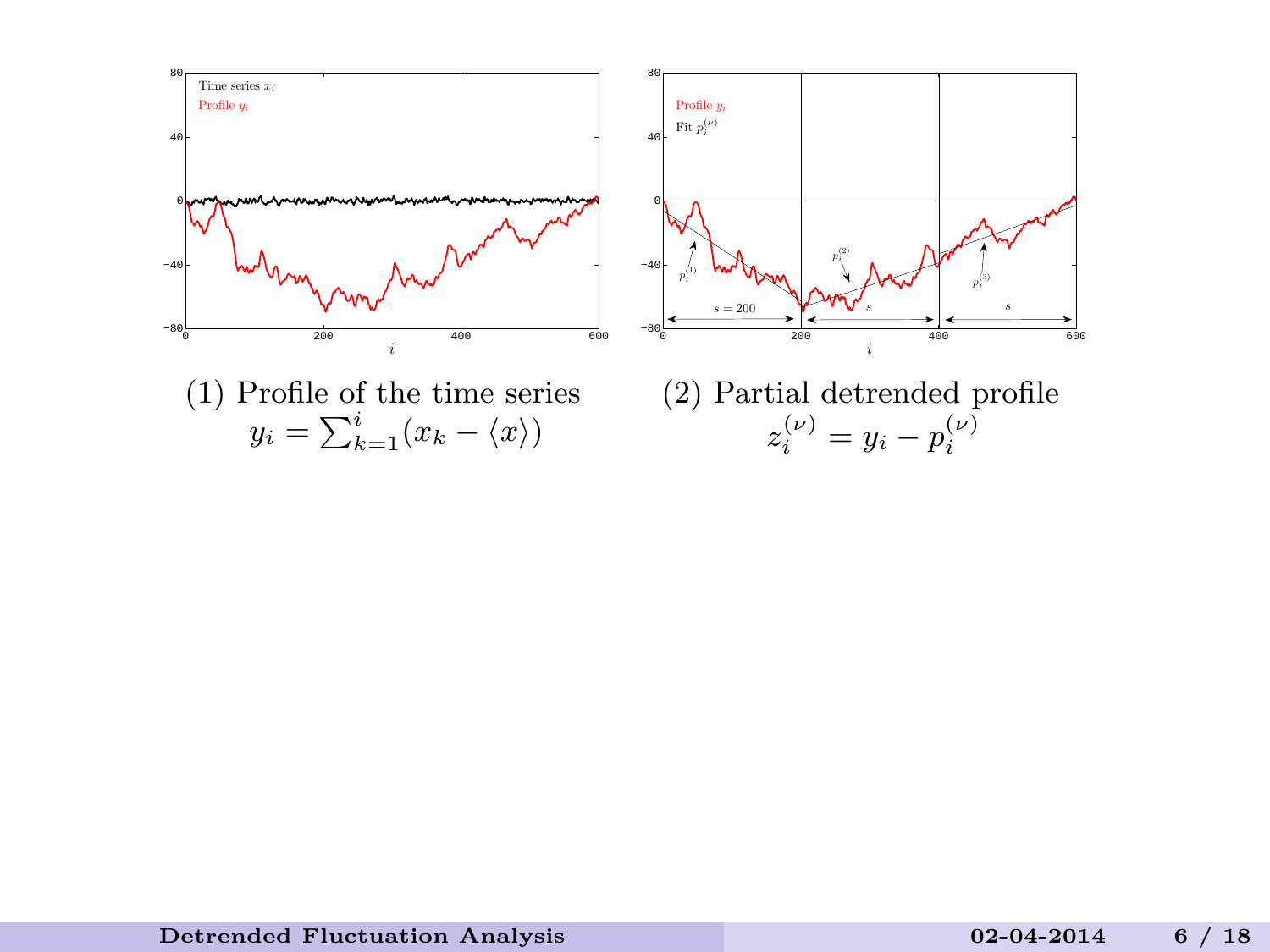(1) Profile of the time series
$y_i = \sum_{k=1}^{i}(x_k - \langle x \rangle)$

(2) Partial detrended profile
$z_i^{(\nu)} = y_i - p_i^{(\nu)}$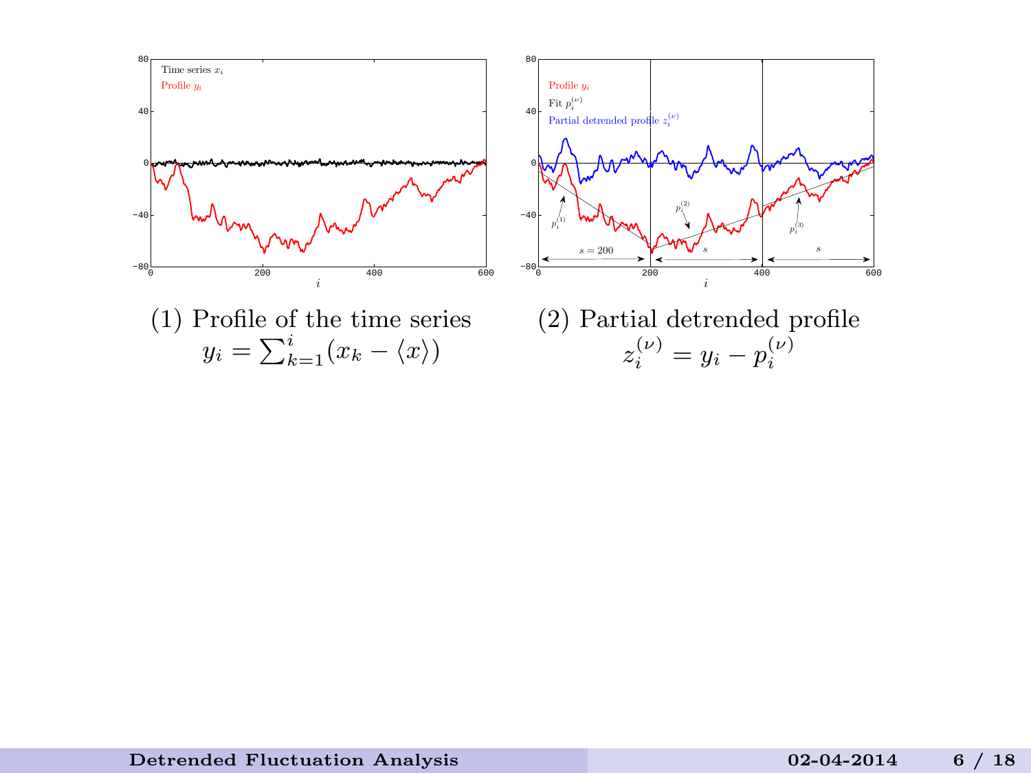(1) Profile of the time series
$y_i = \sum_{k=1}^{i}(x_k - \langle x \rangle)$

(2) Partial detrended profile
$z_i^{(\nu)} = y_i - p_i^{(\nu)}$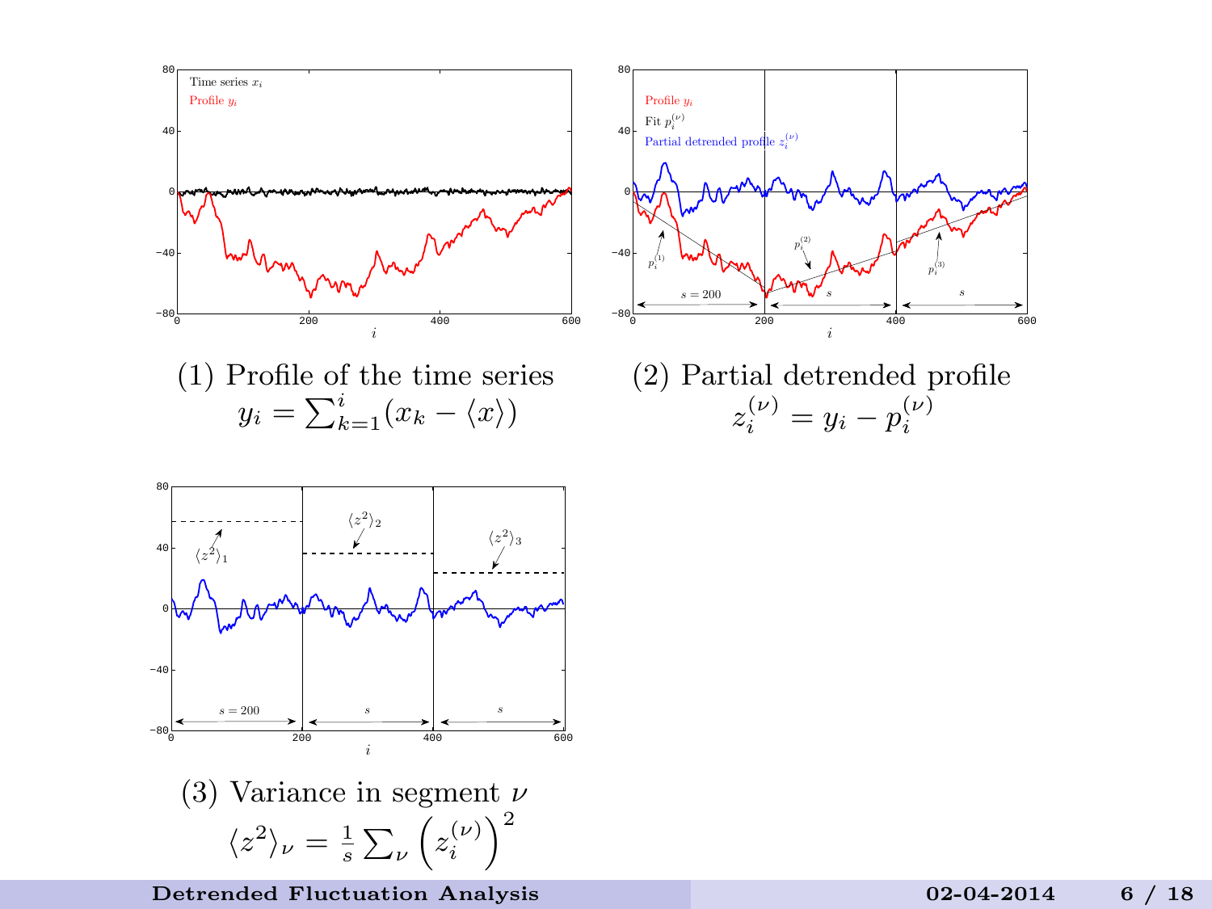(1) Profile of the time series

$$y_i = \sum_{k=1}^{i}(x_k - \langle x \rangle)$$

(2) Partial detrended profile

$$z_i^{(\nu)} = y_i - p_i^{(\nu)}$$

(3) Variance in segment $\nu$

$$\langle z^2 \rangle_\nu = \frac{1}{s}\sum_\nu \left(z_i^{(\nu)}\right)^2$$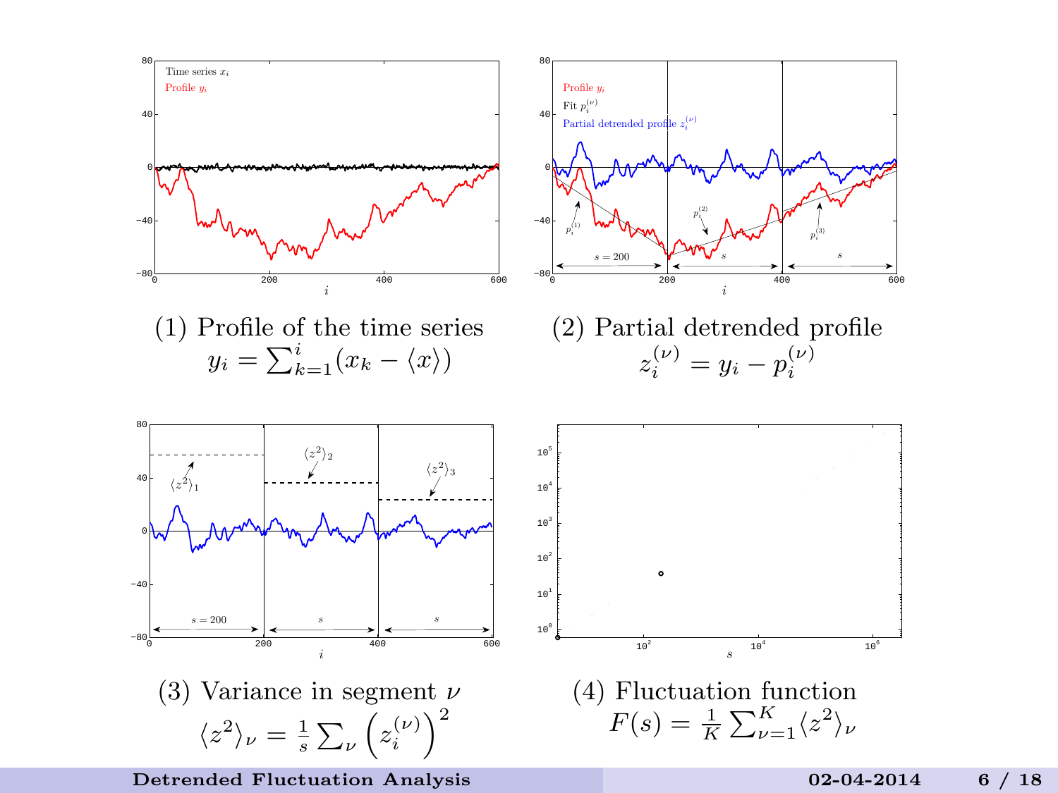(1) Profile of the time series
$y_i = \sum_{k=1}^{i}(x_k - \langle x \rangle)$

(2) Partial detrended profile
$z_i^{(\nu)} = y_i - p_i^{(\nu)}$

(3) Variance in segment $\nu$
$\langle z^2 \rangle_\nu = \frac{1}{s} \sum_\nu \left( z_i^{(\nu)} \right)^2$

(4) Fluctuation function
$F(s) = \frac{1}{K} \sum_{\nu=1}^{K} \langle z^2 \rangle_\nu$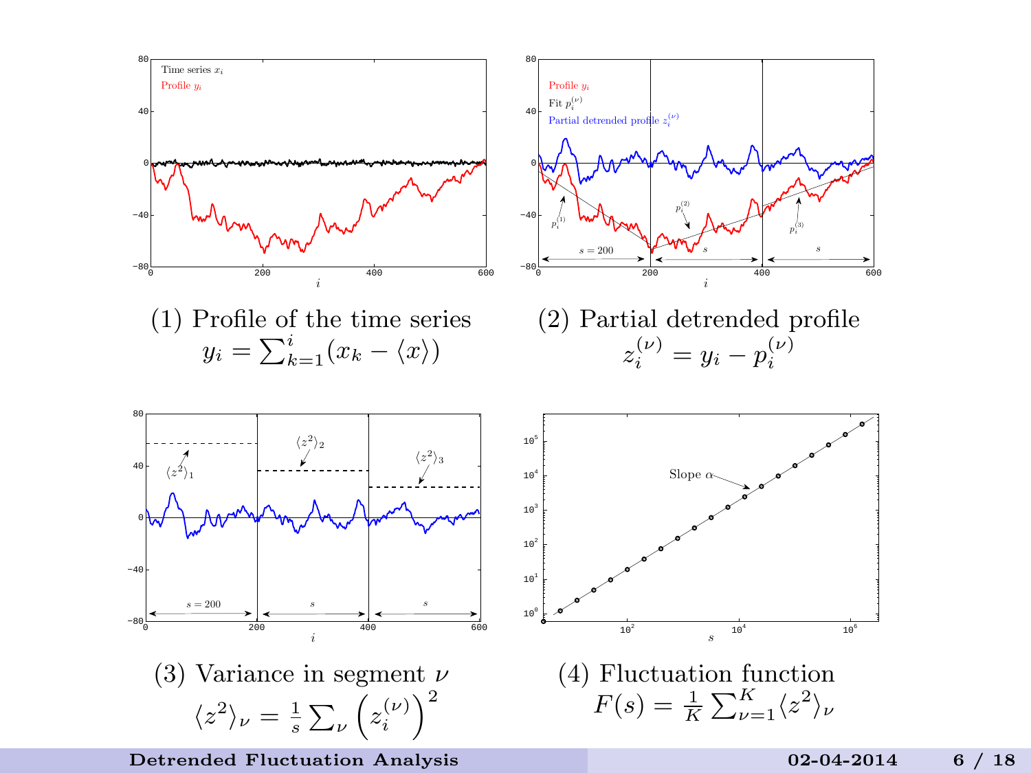(1) Profile of the time series
$y_i = \sum_{k=1}^{i} (x_k - \langle x \rangle)$

(2) Partial detrended profile
$z_i^{(\nu)} = y_i - p_i^{(\nu)}$

(3) Variance in segment $\nu$
$\langle z^2 \rangle_\nu = \frac{1}{s} \sum_\nu \left( z_i^{(\nu)} \right)^2$

(4) Fluctuation function
$F(s) = \frac{1}{K} \sum_{\nu=1}^{K} \langle z^2 \rangle_\nu$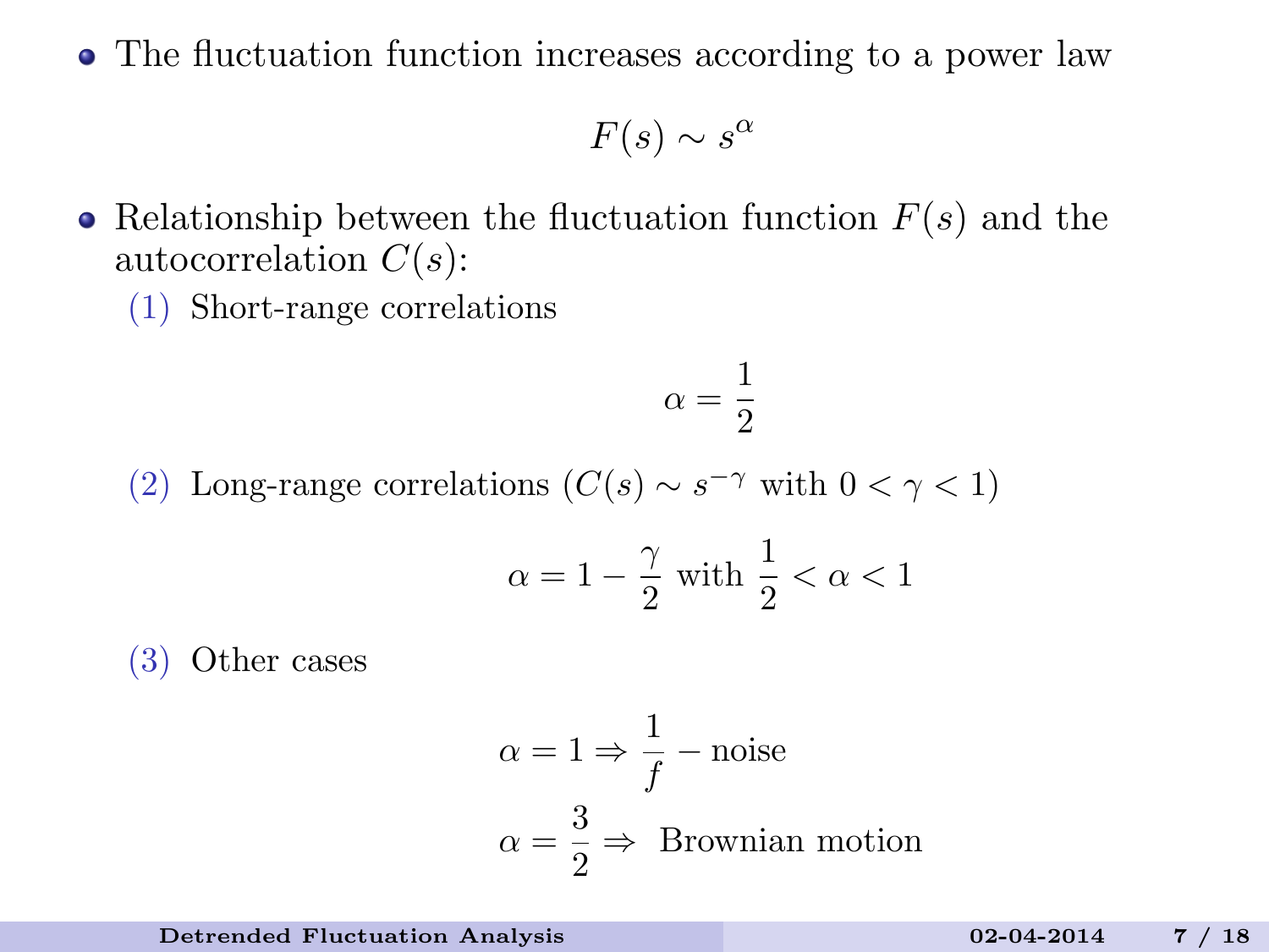- The fluctuation function increases according to a power law

$$F(s) \sim s^{\alpha}$$

- Relationship between the fluctuation function $F(s)$ and the autocorrelation $C(s)$:

  (1) Short-range correlations

  $$\alpha = \frac{1}{2}$$

  (2) Long-range correlations ($C(s) \sim s^{-\gamma}$ with $0 < \gamma < 1$)

  $$\alpha = 1 - \frac{\gamma}{2} \text{ with } \frac{1}{2} < \alpha < 1$$

  (3) Other cases

  $$\alpha = 1 \Rightarrow \frac{1}{f} - \text{noise}$$

  $$\alpha = \frac{3}{2} \Rightarrow \text{ Brownian motion}$$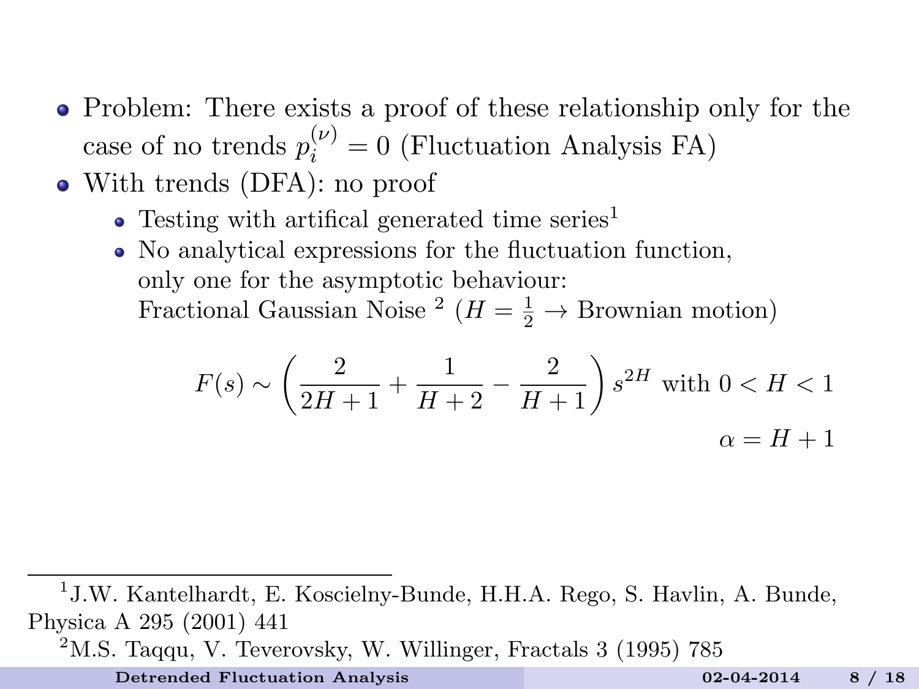- Problem: There exists a proof of these relationship only for the case of no trends $p_i^{(\nu)} = 0$ (Fluctuation Analysis FA)
- With trends (DFA): no proof
  - Testing with artifical generated time series[1]
  - No analytical expressions for the fluctuation function, only one for the asymptotic behaviour: Fractional Gaussian Noise [2] ($H = \frac{1}{2} \rightarrow$ Brownian motion)

$$F(s) \sim \left( \frac{2}{2H+1} + \frac{1}{H+2} - \frac{2}{H+1} \right) s^{2H} \text{ with } 0 < H < 1$$

$$\alpha = H + 1$$

[1] J.W. Kantelhardt, E. Koscielny-Bunde, H.H.A. Rego, S. Havlin, A. Bunde, Physica A 295 (2001) 441

[2] M.S. Taqqu, V. Teverovsky, W. Willinger, Fractals 3 (1995) 785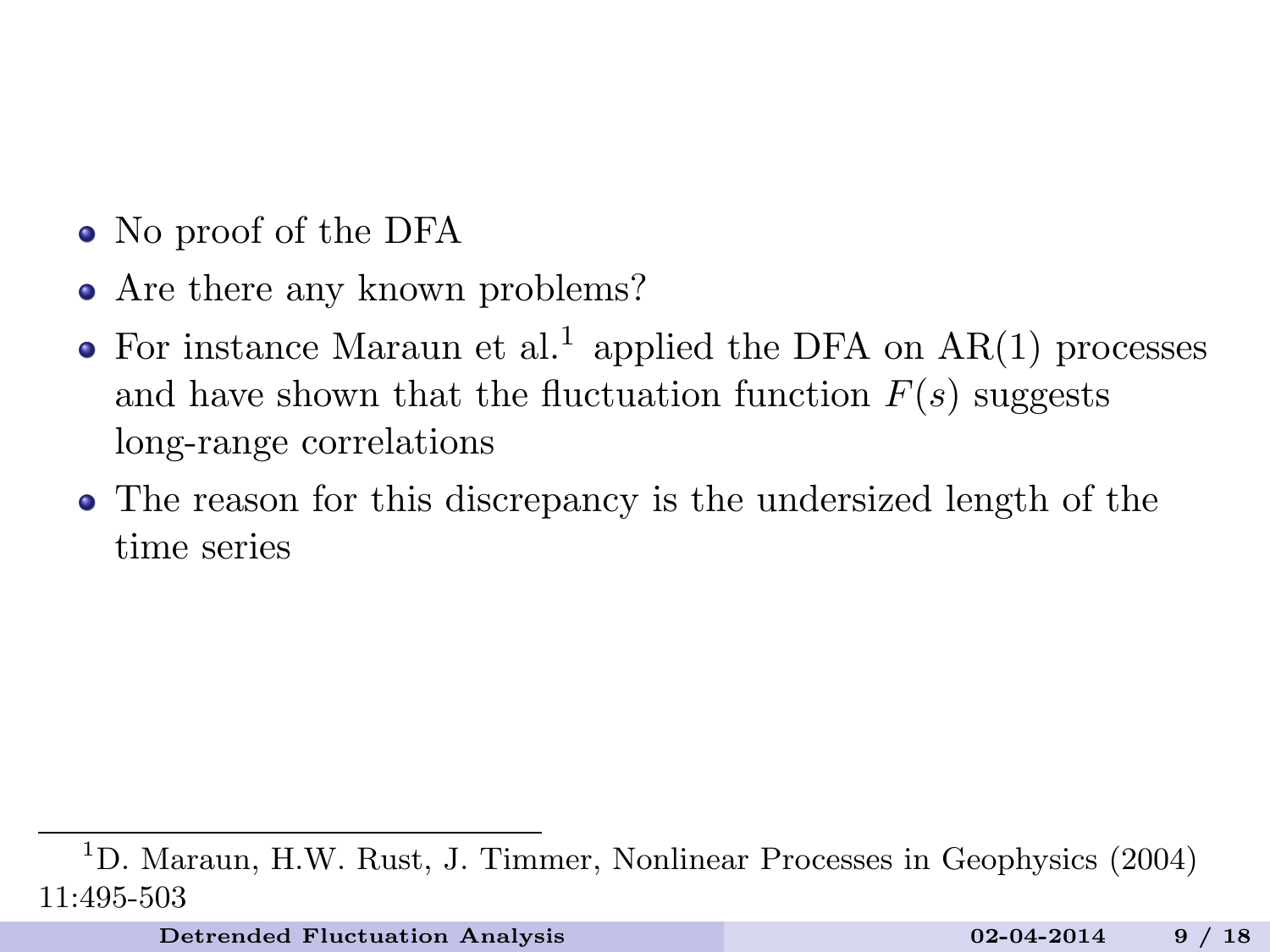- No proof of the DFA
- Are there any known problems?
- For instance Maraun et al.[1] applied the DFA on AR(1) processes and have shown that the fluctuation function $F(s)$ suggests long-range correlations
- The reason for this discrepancy is the undersized length of the time series

---

[1] D. Maraun, H.W. Rust, J. Timmer, Nonlinear Processes in Geophysics (2004) 11:495-503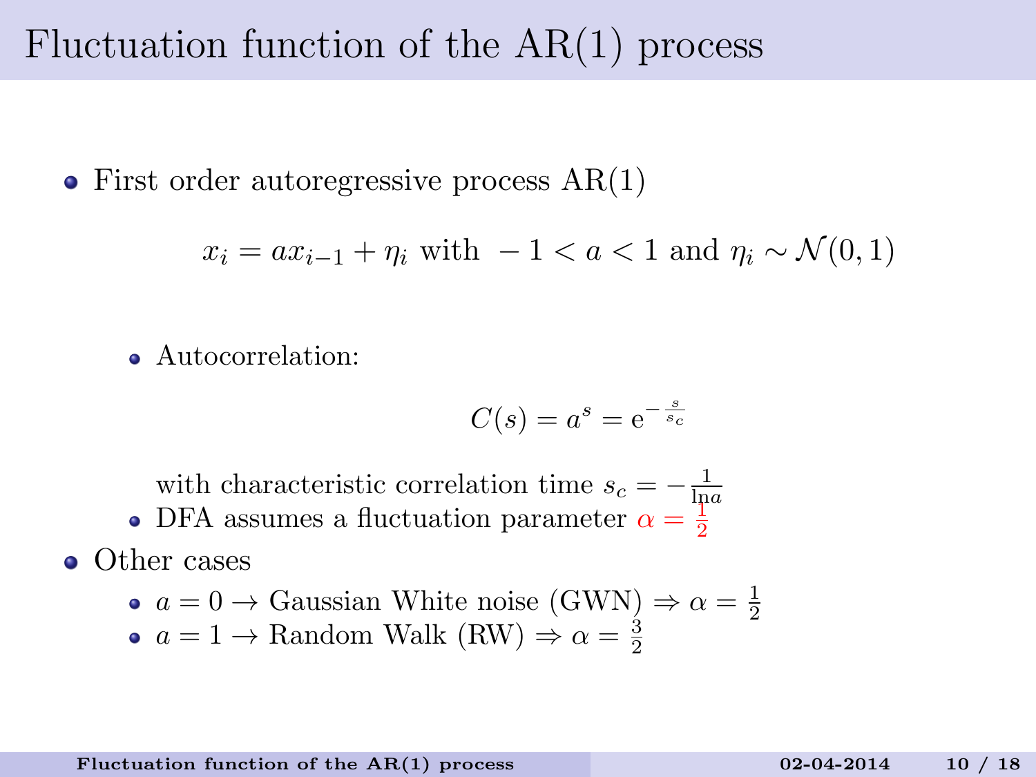# Fluctuation function of the AR(1) process

- First order autoregressive process AR(1)

$$x_i = a x_{i-1} + \eta_i \text{ with } -1 < a < 1 \text{ and } \eta_i \sim \mathcal{N}(0,1)$$

  - Autocorrelation:

$$C(s) = a^s = \mathrm{e}^{-\frac{s}{s_c}}$$

    with characteristic correlation time $s_c = -\frac{1}{\ln a}$
  - DFA assumes a fluctuation parameter $\alpha = \frac{1}{2}$
- Other cases
  - $a = 0 \rightarrow$ Gaussian White noise (GWN) $\Rightarrow \alpha = \frac{1}{2}$
  - $a = 1 \rightarrow$ Random Walk (RW) $\Rightarrow \alpha = \frac{3}{2}$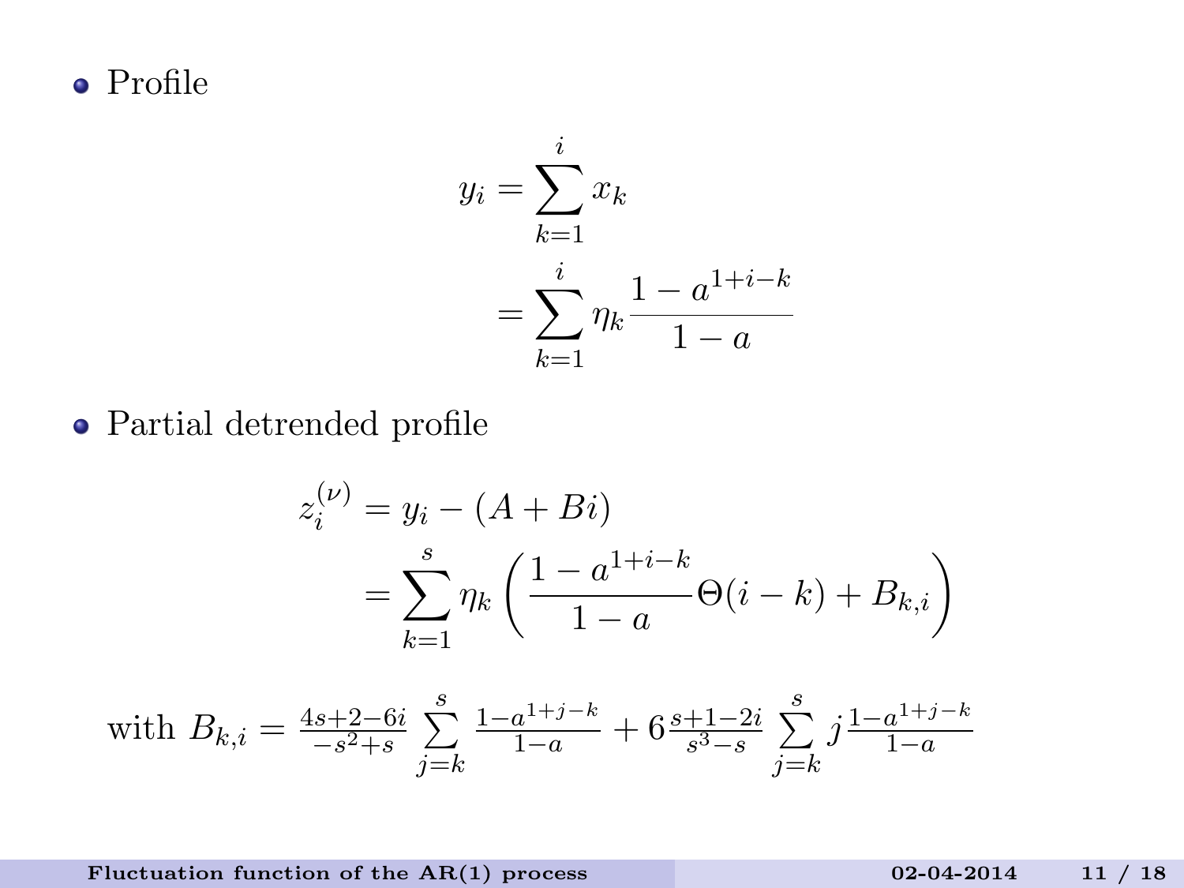- Profile

$$y_i = \sum_{k=1}^{i} x_k$$
$$= \sum_{k=1}^{i} \eta_k \frac{1 - a^{1+i-k}}{1 - a}$$

- Partial detrended profile

$$z_i^{(\nu)} = y_i - (A + Bi)$$
$$= \sum_{k=1}^{s} \eta_k \left( \frac{1 - a^{1+i-k}}{1 - a} \Theta(i - k) + B_{k,i} \right)$$

with $B_{k,i} = \frac{4s+2-6i}{-s^2+s} \sum_{j=k}^{s} \frac{1-a^{1+j-k}}{1-a} + 6 \frac{s+1-2i}{s^3-s} \sum_{j=k}^{s} j \frac{1-a^{1+j-k}}{1-a}$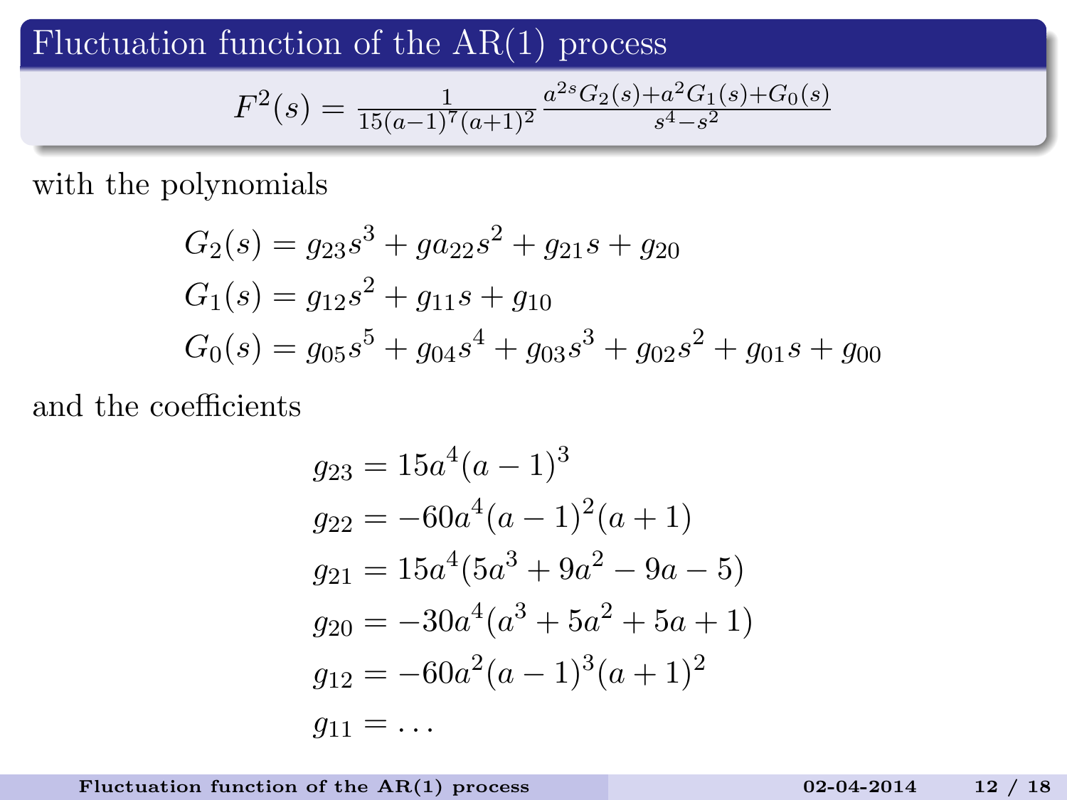## Fluctuation function of the AR(1) process

$$F^2(s) = \frac{1}{15(a-1)^7(a+1)^2} \frac{a^{2s}G_2(s) + a^2 G_1(s) + G_0(s)}{s^4 - s^2}$$

with the polynomials

$$G_2(s) = g_{23}s^3 + ga_{22}s^2 + g_{21}s + g_{20}$$
$$G_1(s) = g_{12}s^2 + g_{11}s + g_{10}$$
$$G_0(s) = g_{05}s^5 + g_{04}s^4 + g_{03}s^3 + g_{02}s^2 + g_{01}s + g_{00}$$

and the coefficients

$$g_{23} = 15a^4(a-1)^3$$
$$g_{22} = -60a^4(a-1)^2(a+1)$$
$$g_{21} = 15a^4(5a^3 + 9a^2 - 9a - 5)$$
$$g_{20} = -30a^4(a^3 + 5a^2 + 5a + 1)$$
$$g_{12} = -60a^2(a-1)^3(a+1)^2$$
$$g_{11} = \ldots$$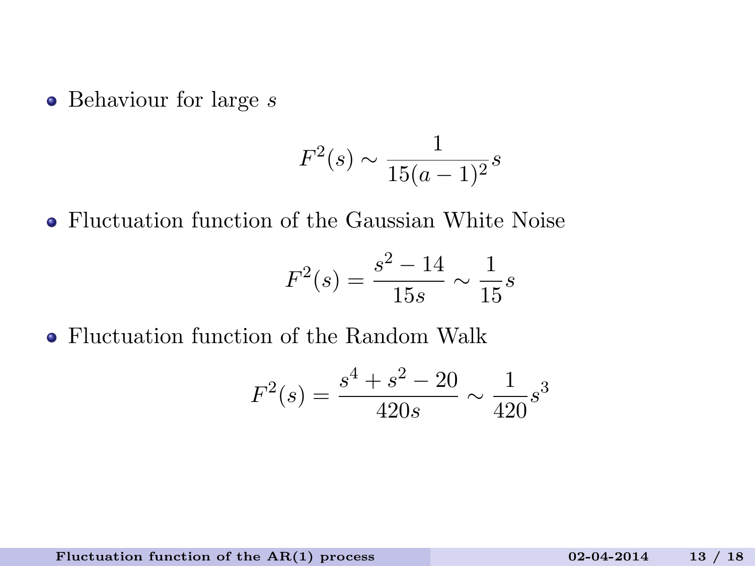- Behaviour for large $s$

$$F^2(s) \sim \frac{1}{15(a-1)^2} s$$

- Fluctuation function of the Gaussian White Noise

$$F^2(s) = \frac{s^2 - 14}{15s} \sim \frac{1}{15} s$$

- Fluctuation function of the Random Walk

$$F^2(s) = \frac{s^4 + s^2 - 20}{420s} \sim \frac{1}{420} s^3$$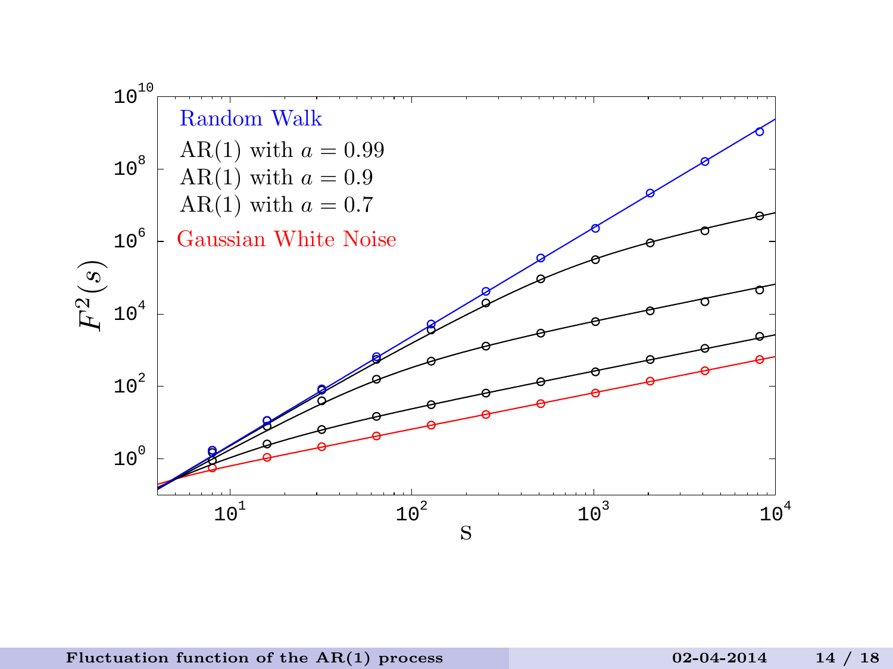Random Walk

AR(1) with $a = 0.99$

AR(1) with $a = 0.9$

AR(1) with $a = 0.7$

Gaussian White Noise

$F^2(s)$

$10^{10}$, $10^{8}$, $10^{6}$, $10^{4}$, $10^{2}$, $10^{0}$

$10^{1}$, $10^{2}$, $10^{3}$, $10^{4}$

S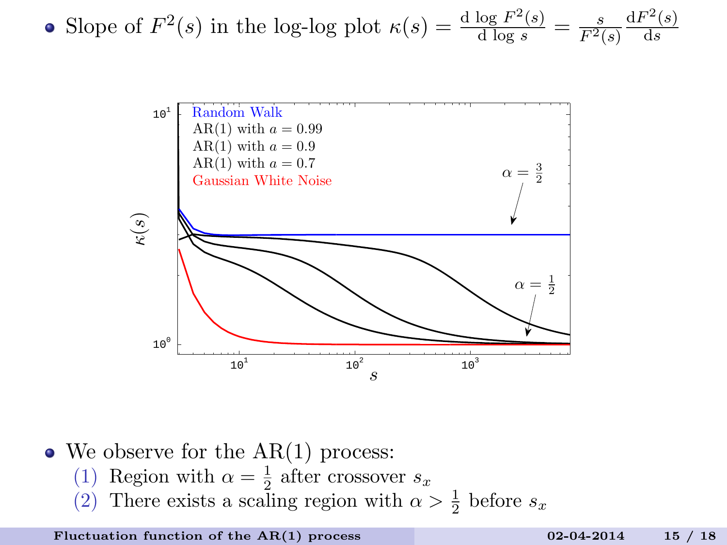- Slope of $F^2(s)$ in the log-log plot $\kappa(s) = \frac{\mathrm{d}\, \log\, F^2(s)}{\mathrm{d}\, \log\, s} = \frac{s}{F^2(s)} \frac{\mathrm{d}F^2(s)}{\mathrm{d}s}$

- We observe for the AR(1) process:
  1. Region with $\alpha = \frac{1}{2}$ after crossover $s_x$
  2. There exists a scaling region with $\alpha > \frac{1}{2}$ before $s_x$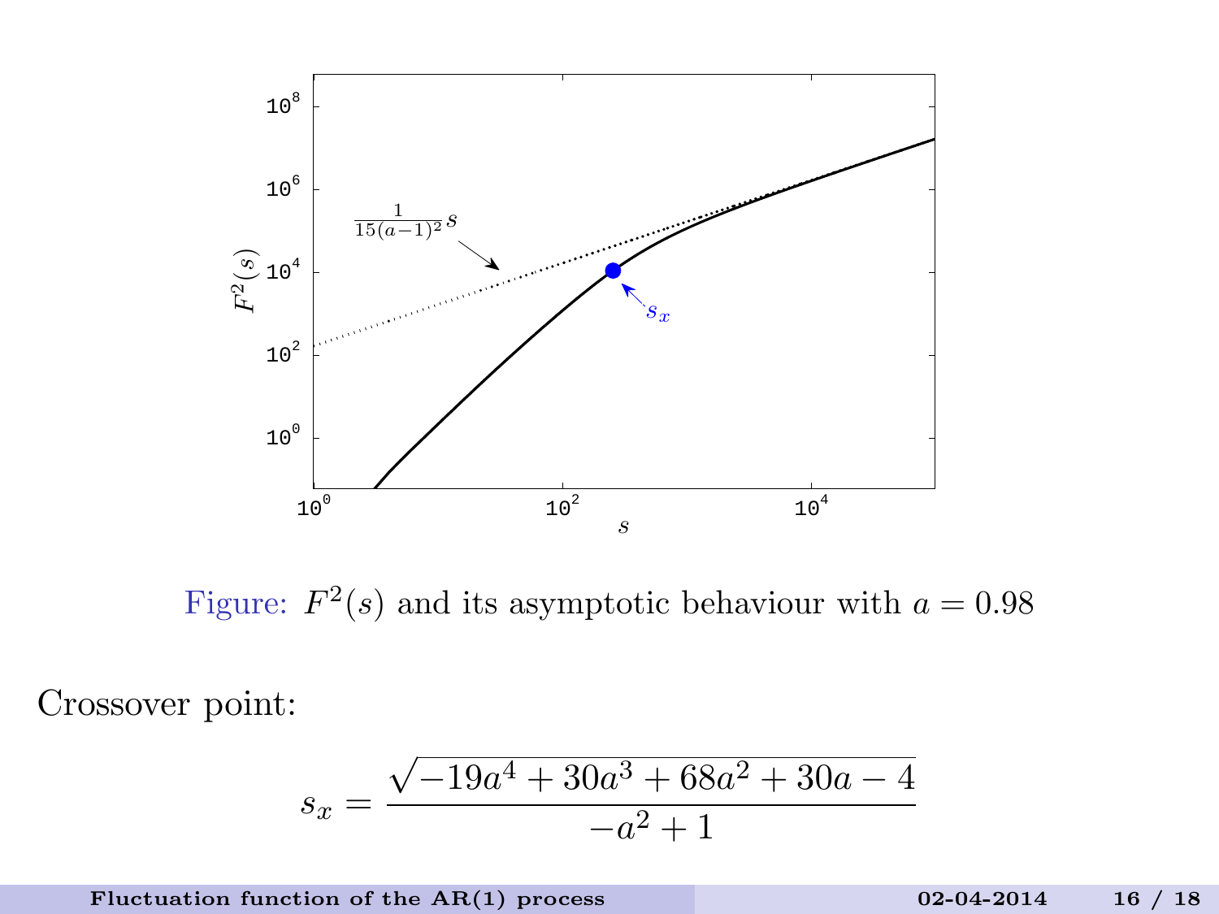Figure: $F^2(s)$ and its asymptotic behaviour with $a = 0.98$

Crossover point:

$$s_x = \frac{\sqrt{-19a^4 + 30a^3 + 68a^2 + 30a - 4}}{-a^2 + 1}$$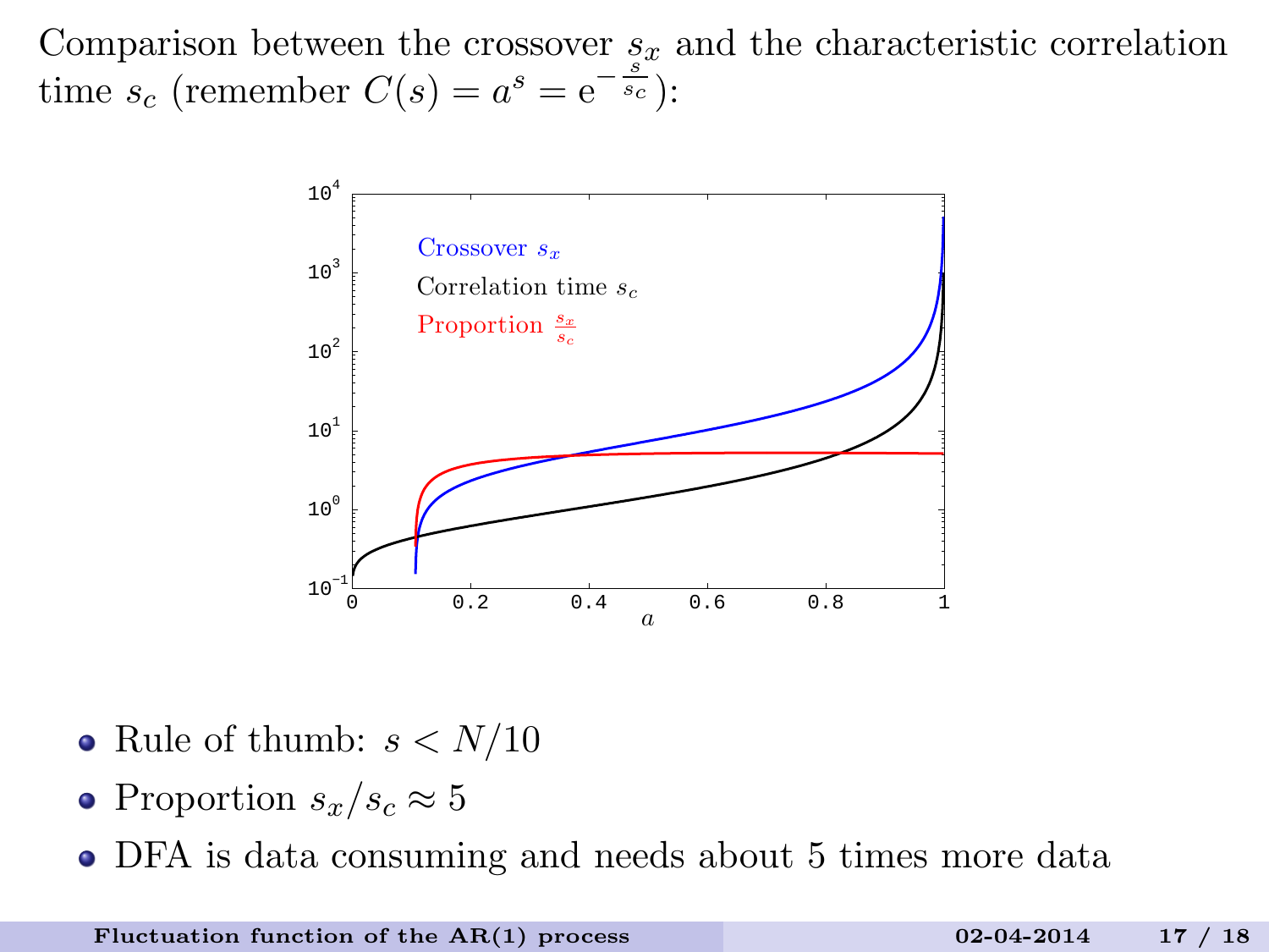Comparison between the crossover $s_x$ and the characteristic correlation time $s_c$ (remember $C(s) = a^s = \mathrm{e}^{-\frac{s}{s_c}}$):

- Rule of thumb: $s < N/10$
- Proportion $s_x/s_c \approx 5$
- DFA is data consuming and needs about 5 times more data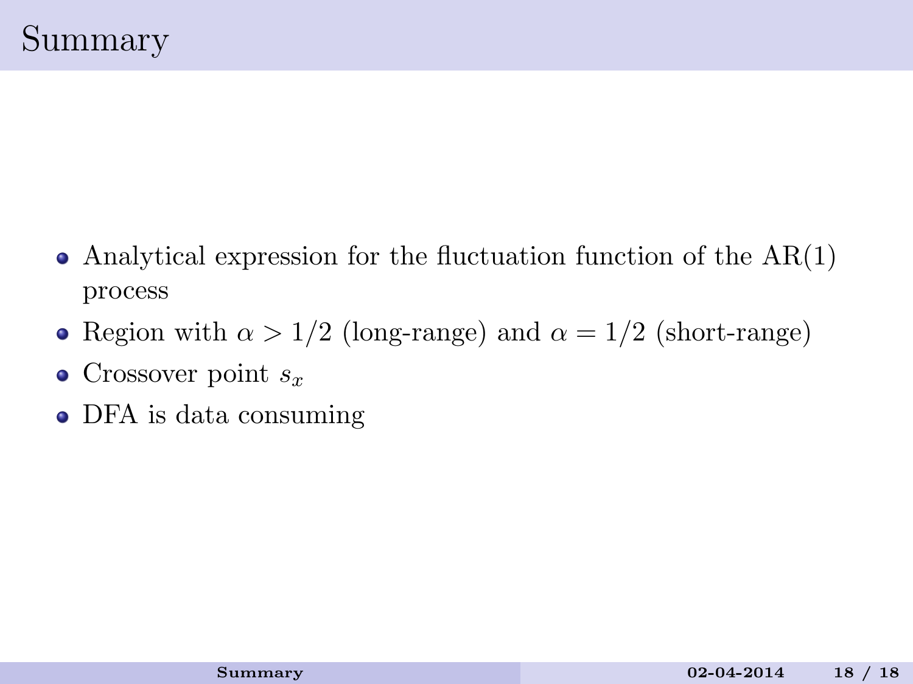# Summary

- Analytical expression for the fluctuation function of the AR(1) process
- Region with $\alpha > 1/2$ (long-range) and $\alpha = 1/2$ (short-range)
- Crossover point $s_x$
- DFA is data consuming